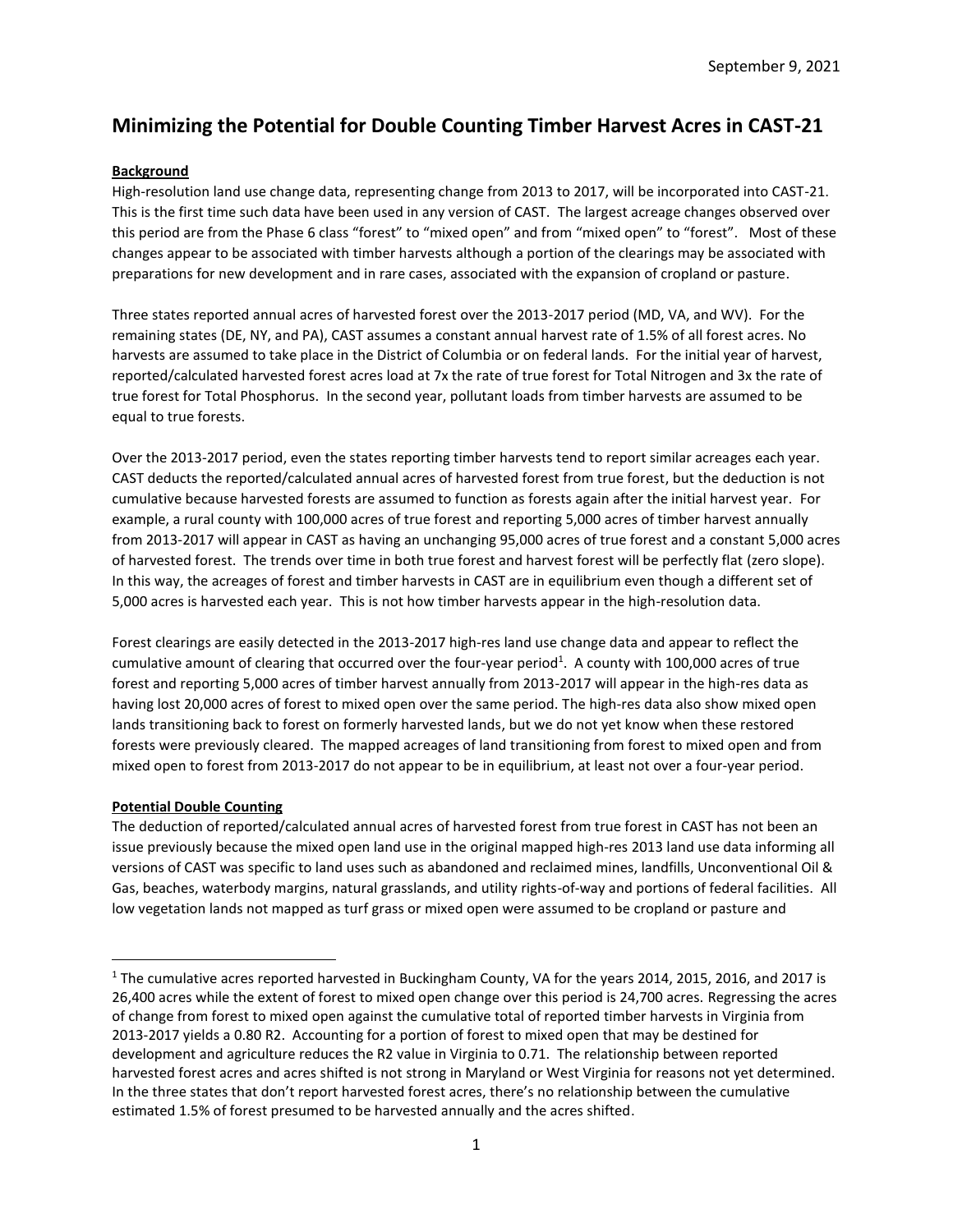September 9, 2021

# Minimizing the Potential for Double Counting Timber Harvest Acres in CAST-21

**Background**

High-resolution land use change data, representing change from 2013 to 2017, will be incorporated into CAST-21. This is the first time such data have been used in any version of CAST. The largest acreage changes observed over this period are from the Phase 6 class "forest" to "mixed open" and from "mixed open" to "forest". Most of these changes appear to be associated with timber harvests although a portion of the clearings may be associated with preparations for new development and in rare cases, associated with the expansion of cropland or pasture.

Three states reported annual acres of harvested forest over the 2013-2017 period (MD, VA, and WV). For the remaining states (DE, NY, and PA), CAST assumes a constant annual harvest rate of 1.5% of all forest acres. No harvests are assumed to take place in the District of Columbia or on federal lands. For the initial year of harvest, reported/calculated harvested forest acres load at 7x the rate of true forest for Total Nitrogen and 3x the rate of true forest for Total Phosphorus. In the second year, pollutant loads from timber harvests are assumed to be equal to true forests.

Over the 2013-2017 period, even the states reporting timber harvests tend to report similar acreages each year. CAST deducts the reported/calculated annual acres of harvested forest from true forest, but the deduction is not cumulative because harvested forests are assumed to function as forests again after the initial harvest year. For example, a rural county with 100,000 acres of true forest and reporting 5,000 acres of timber harvest annually from 2013-2017 will appear in CAST as having an unchanging 95,000 acres of true forest and a constant 5,000 acres of harvested forest. The trends over time in both true forest and harvest forest will be perfectly flat (zero slope). In this way, the acreages of forest and timber harvests in CAST are in equilibrium even though a different set of 5,000 acres is harvested each year. This is not how timber harvests appear in the high-resolution data.

Forest clearings are easily detected in the 2013-2017 high-res land use change data and appear to reflect the cumulative amount of clearing that occurred over the four-year period[1]. A county with 100,000 acres of true forest and reporting 5,000 acres of timber harvest annually from 2013-2017 will appear in the high-res data as having lost 20,000 acres of forest to mixed open over the same period. The high-res data also show mixed open lands transitioning back to forest on formerly harvested lands, but we do not yet know when these restored forests were previously cleared. The mapped acreages of land transitioning from forest to mixed open and from mixed open to forest from 2013-2017 do not appear to be in equilibrium, at least not over a four-year period.

**Potential Double Counting**

The deduction of reported/calculated annual acres of harvested forest from true forest in CAST has not been an issue previously because the mixed open land use in the original mapped high-res 2013 land use data informing all versions of CAST was specific to land uses such as abandoned and reclaimed mines, landfills, Unconventional Oil & Gas, beaches, waterbody margins, natural grasslands, and utility rights-of-way and portions of federal facilities. All low vegetation lands not mapped as turf grass or mixed open were assumed to be cropland or pasture and

[1] The cumulative acres reported harvested in Buckingham County, VA for the years 2014, 2015, 2016, and 2017 is 26,400 acres while the extent of forest to mixed open change over this period is 24,700 acres. Regressing the acres of change from forest to mixed open against the cumulative total of reported timber harvests in Virginia from 2013-2017 yields a 0.80 $R^2$. Accounting for a portion of forest to mixed open that may be destined for development and agriculture reduces the $R^2$ value in Virginia to 0.71. The relationship between reported harvested forest acres and acres shifted is not strong in Maryland or West Virginia for reasons not yet determined. In the three states that don't report harvested forest acres, there's no relationship between the cumulative estimated 1.5% of forest presumed to be harvested annually and the acres shifted.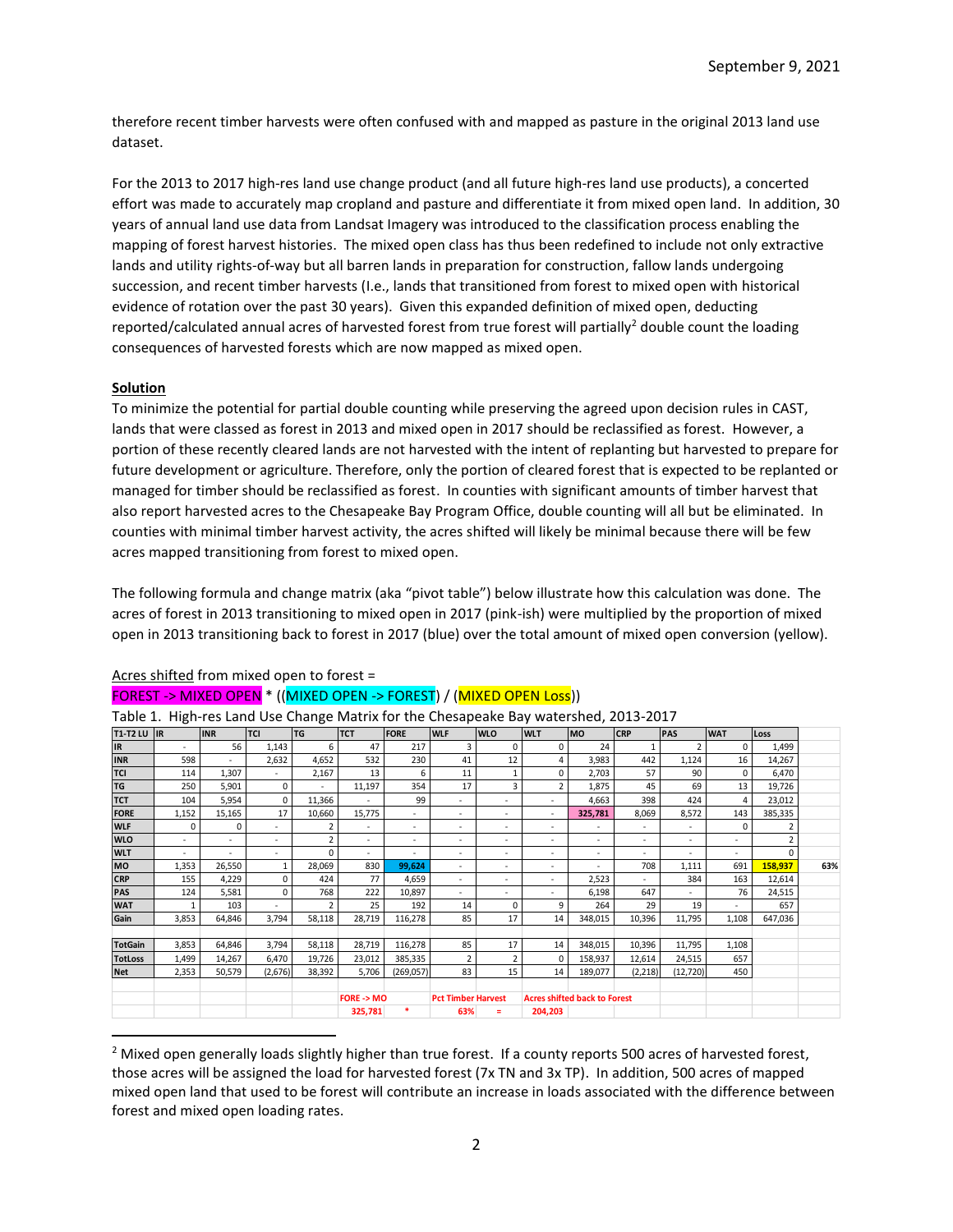therefore recent timber harvests were often confused with and mapped as pasture in the original 2013 land use dataset.

For the 2013 to 2017 high-res land use change product (and all future high-res land use products), a concerted effort was made to accurately map cropland and pasture and differentiate it from mixed open land. In addition, 30 years of annual land use data from Landsat Imagery was introduced to the classification process enabling the mapping of forest harvest histories. The mixed open class has thus been redefined to include not only extractive lands and utility rights-of-way but all barren lands in preparation for construction, fallow lands undergoing succession, and recent timber harvests (I.e., lands that transitioned from forest to mixed open with historical evidence of rotation over the past 30 years). Given this expanded definition of mixed open, deducting reported/calculated annual acres of harvested forest from true forest will partially[2] double count the loading consequences of harvested forests which are now mapped as mixed open.

**Solution**

To minimize the potential for partial double counting while preserving the agreed upon decision rules in CAST, lands that were classed as forest in 2013 and mixed open in 2017 should be reclassified as forest. However, a portion of these recently cleared lands are not harvested with the intent of replanting but harvested to prepare for future development or agriculture. Therefore, only the portion of cleared forest that is expected to be replanted or managed for timber should be reclassified as forest. In counties with significant amounts of timber harvest that also report harvested acres to the Chesapeake Bay Program Office, double counting will all but be eliminated. In counties with minimal timber harvest activity, the acres shifted will likely be minimal because there will be few acres mapped transitioning from forest to mixed open.

The following formula and change matrix (aka "pivot table") below illustrate how this calculation was done. The acres of forest in 2013 transitioning to mixed open in 2017 (pink-ish) were multiplied by the proportion of mixed open in 2013 transitioning back to forest in 2017 (blue) over the total amount of mixed open conversion (yellow).

Acres shifted from mixed open to forest =

FOREST -> MIXED OPEN * ((MIXED OPEN -> FOREST) / (MIXED OPEN Loss))

Table 1. High-res Land Use Change Matrix for the Chesapeake Bay watershed, 2013-2017

| T1-T2 LU | IR | INR | TCI | TG | TCT | FORE | WLF | WLO | WLT | MO | CRP | PAS | WAT | Loss | |
|---|---|---|---|---|---|---|---|---|---|---|---|---|---|---|---|
| IR | - | 56 | 1,143 | 6 | 47 | 217 | 3 | 0 | 0 | 24 | 1 | 2 | 0 | 1,499 | |
| INR | 598 | - | 2,632 | 4,652 | 532 | 230 | 41 | 12 | 4 | 3,983 | 442 | 1,124 | 16 | 14,267 | |
| TCI | 114 | 1,307 | - | 2,167 | 13 | 6 | 11 | 1 | 0 | 2,703 | 57 | 90 | 0 | 6,470 | |
| TG | 250 | 5,901 | 0 | - | 11,197 | 354 | 17 | 3 | 2 | 1,875 | 45 | 69 | 13 | 19,726 | |
| TCT | 104 | 5,954 | 0 | 11,366 | - | 99 | - | - | - | 4,663 | 398 | 424 | 4 | 23,012 | |
| FORE | 1,152 | 15,165 | 17 | 10,660 | 15,775 | - | - | - | - | 325,781 | 8,069 | 8,572 | 143 | 385,335 | |
| WLF | 0 | 0 | - | 2 | - | - | - | - | - | - | - | - | 0 | 2 | |
| WLO | - | - | - | 2 | - | - | - | - | - | - | - | - | - | 2 | |
| WLT | - | - | - | 0 | - | - | - | - | - | - | - | - | - | 0 | |
| MO | 1,353 | 26,550 | 1 | 28,069 | 830 | 99,624 | - | - | - | - | 708 | 1,111 | 691 | 158,937 | 63% |
| CRP | 155 | 4,229 | 0 | 424 | 77 | 4,659 | - | - | - | 2,523 | - | 384 | 163 | 12,614 | |
| PAS | 124 | 5,581 | 0 | 768 | 222 | 10,897 | - | - | - | 6,198 | 647 | - | 76 | 24,515 | |
| WAT | 1 | 103 | - | 2 | 25 | 192 | 14 | 0 | 9 | 264 | 29 | 19 | - | 657 | |
| Gain | 3,853 | 64,846 | 3,794 | 58,118 | 28,719 | 116,278 | 85 | 17 | 14 | 348,015 | 10,396 | 11,795 | 1,108 | 647,036 | |
| | | | | | | | | | | | | | | | |
| TotGain | 3,853 | 64,846 | 3,794 | 58,118 | 28,719 | 116,278 | 85 | 17 | 14 | 348,015 | 10,396 | 11,795 | 1,108 | | |
| TotLoss | 1,499 | 14,267 | 6,470 | 19,726 | 23,012 | 385,335 | 2 | 2 | 0 | 158,937 | 12,614 | 24,515 | 657 | | |
| Net | 2,353 | 50,579 | (2,676) | 38,392 | 5,706 | (269,057) | 83 | 15 | 14 | 189,077 | (2,218) | (12,720) | 450 | | |
| | | | | | | | | | | | | | | | |
| | | | | | FORE -> MO | | Pct Timber Harvest | | Acres shifted back to Forest | | | | | | |
| | | | | | 325,781 | * | 63% | = | 204,203 | | | | | | |

[2] Mixed open generally loads slightly higher than true forest. If a county reports 500 acres of harvested forest, those acres will be assigned the load for harvested forest (7x TN and 3x TP). In addition, 500 acres of mapped mixed open land that used to be forest will contribute an increase in loads associated with the difference between forest and mixed open loading rates.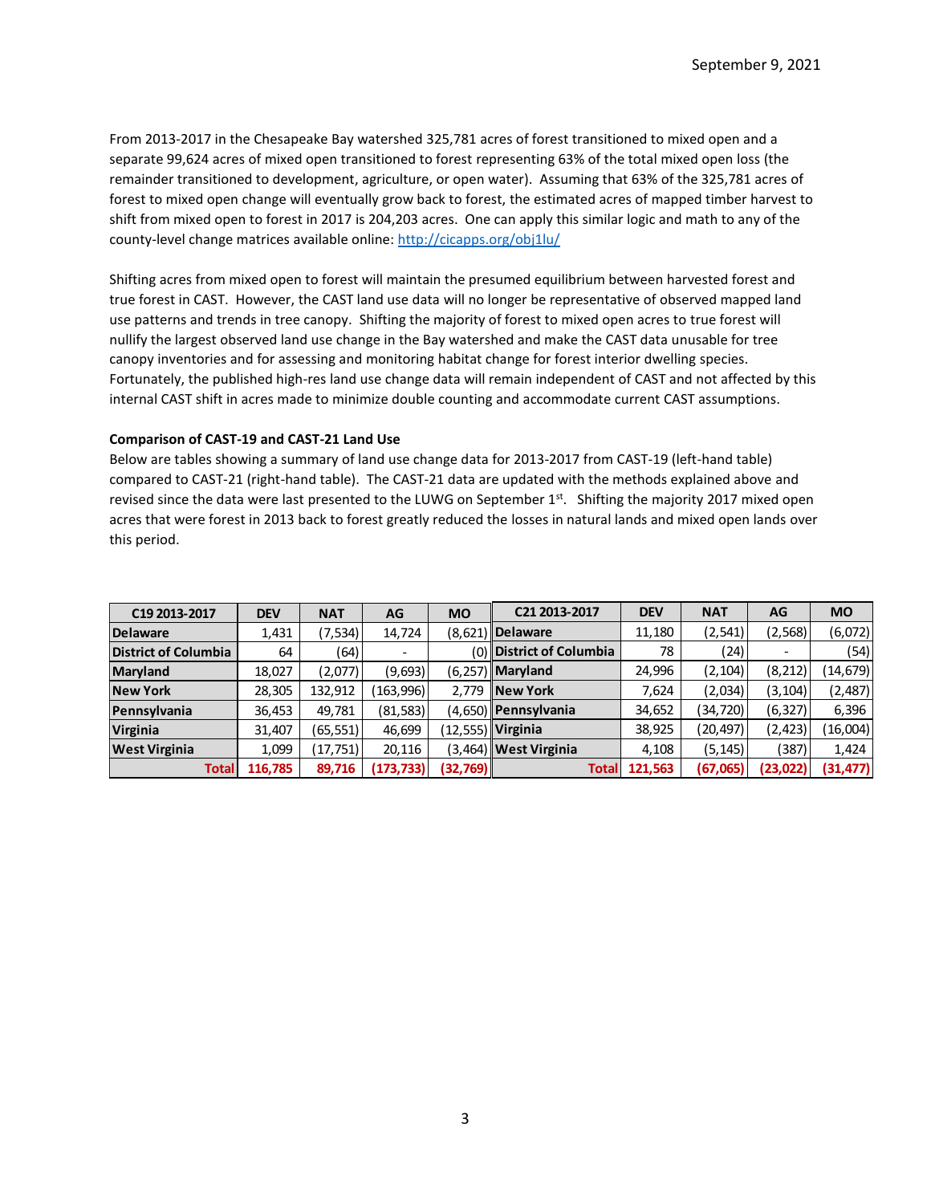September 9, 2021

From 2013-2017 in the Chesapeake Bay watershed 325,781 acres of forest transitioned to mixed open and a separate 99,624 acres of mixed open transitioned to forest representing 63% of the total mixed open loss (the remainder transitioned to development, agriculture, or open water). Assuming that 63% of the 325,781 acres of forest to mixed open change will eventually grow back to forest, the estimated acres of mapped timber harvest to shift from mixed open to forest in 2017 is 204,203 acres. One can apply this similar logic and math to any of the county-level change matrices available online: http://cicapps.org/obj1lu/

Shifting acres from mixed open to forest will maintain the presumed equilibrium between harvested forest and true forest in CAST. However, the CAST land use data will no longer be representative of observed mapped land use patterns and trends in tree canopy. Shifting the majority of forest to mixed open acres to true forest will nullify the largest observed land use change in the Bay watershed and make the CAST data unusable for tree canopy inventories and for assessing and monitoring habitat change for forest interior dwelling species. Fortunately, the published high-res land use change data will remain independent of CAST and not affected by this internal CAST shift in acres made to minimize double counting and accommodate current CAST assumptions.

**Comparison of CAST-19 and CAST-21 Land Use**

Below are tables showing a summary of land use change data for 2013-2017 from CAST-19 (left-hand table) compared to CAST-21 (right-hand table). The CAST-21 data are updated with the methods explained above and revised since the data were last presented to the LUWG on September 1st. Shifting the majority 2017 mixed open acres that were forest in 2013 back to forest greatly reduced the losses in natural lands and mixed open lands over this period.

| C19 2013-2017 | DEV | NAT | AG | MO |
|---|---|---|---|---|
| **Delaware** | 1,431 | (7,534) | 14,724 | (8,621) |
| **District of Columbia** | 64 | (64) | - | (0) |
| **Maryland** | 18,027 | (2,077) | (9,693) | (6,257) |
| **New York** | 28,305 | 132,912 | (163,996) | 2,779 |
| **Pennsylvania** | 36,453 | 49,781 | (81,583) | (4,650) |
| **Virginia** | 31,407 | (65,551) | 46,699 | (12,555) |
| **West Virginia** | 1,099 | (17,751) | 20,116 | (3,464) |
| **Total** | **116,785** | **89,716** | **(173,733)** | **(32,769)** |

| C21 2013-2017 | DEV | NAT | AG | MO |
|---|---|---|---|---|
| **Delaware** | 11,180 | (2,541) | (2,568) | (6,072) |
| **District of Columbia** | 78 | (24) | - | (54) |
| **Maryland** | 24,996 | (2,104) | (8,212) | (14,679) |
| **New York** | 7,624 | (2,034) | (3,104) | (2,487) |
| **Pennsylvania** | 34,652 | (34,720) | (6,327) | 6,396 |
| **Virginia** | 38,925 | (20,497) | (2,423) | (16,004) |
| **West Virginia** | 4,108 | (5,145) | (387) | 1,424 |
| **Total** | **121,563** | **(67,065)** | **(23,022)** | **(31,477)** |